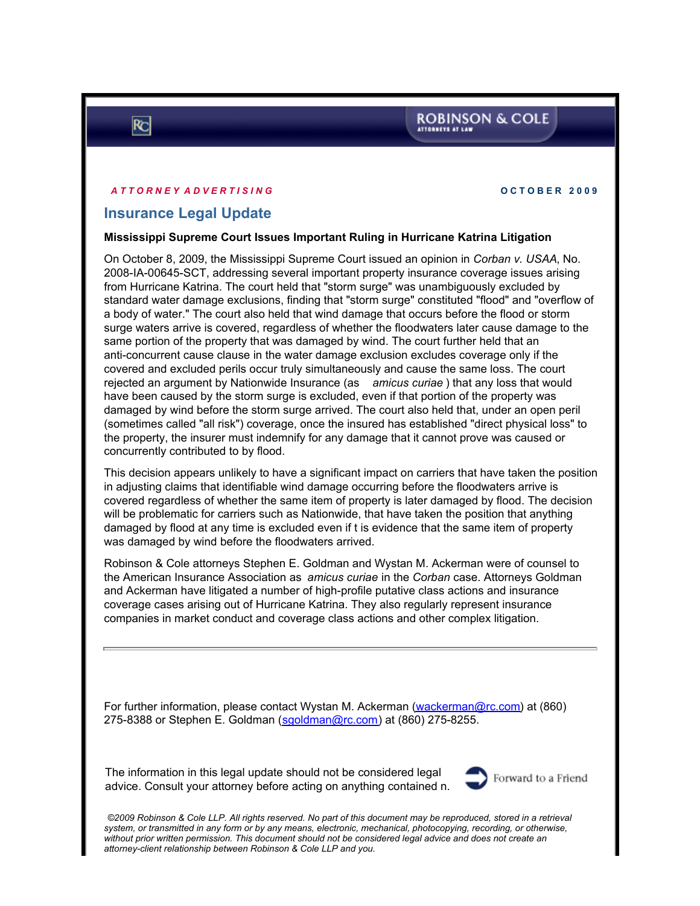ROBINSON & COLE
ATTORNEYS AT LAW

***ATTORNEY ADVERTISING*** **OCTOBER 2009**

# Insurance Legal Update

**Mississippi Supreme Court Issues Important Ruling in Hurricane Katrina Litigation**

On October 8, 2009, the Mississippi Supreme Court issued an opinion in *Corban v. USAA*, No. 2008-IA-00645-SCT, addressing several important property insurance coverage issues arising from Hurricane Katrina. The court held that "storm surge" was unambiguously excluded by standard water damage exclusions, finding that "storm surge" constituted "flood" and "overflow of a body of water." The court also held that wind damage that occurs before the flood or storm surge waters arrive is covered, regardless of whether the floodwaters later cause damage to the same portion of the property that was damaged by wind. The court further held that an anti-concurrent cause clause in the water damage exclusion excludes coverage only if the covered and excluded perils occur truly simultaneously and cause the same loss. The court rejected an argument by Nationwide Insurance (as *amicus curiae* ) that any loss that would have been caused by the storm surge is excluded, even if that portion of the property was damaged by wind before the storm surge arrived. The court also held that, under an open peril (sometimes called "all risk") coverage, once the insured has established "direct physical loss" to the property, the insurer must indemnify for any damage that it cannot prove was caused or concurrently contributed to by flood.

This decision appears unlikely to have a significant impact on carriers that have taken the position in adjusting claims that identifiable wind damage occurring before the floodwaters arrive is covered regardless of whether the same item of property is later damaged by flood. The decision will be problematic for carriers such as Nationwide, that have taken the position that anything damaged by flood at any time is excluded even if t is evidence that the same item of property was damaged by wind before the floodwaters arrived.

Robinson & Cole attorneys Stephen E. Goldman and Wystan M. Ackerman were of counsel to the American Insurance Association as *amicus curiae* in the *Corban* case. Attorneys Goldman and Ackerman have litigated a number of high-profile putative class actions and insurance coverage cases arising out of Hurricane Katrina. They also regularly represent insurance companies in market conduct and coverage class actions and other complex litigation.

---

For further information, please contact Wystan M. Ackerman (wackerman@rc.com) at (860) 275-8388 or Stephen E. Goldman (sgoldman@rc.com) at (860) 275-8255.

The information in this legal update should not be considered legal advice. Consult your attorney before acting on anything contained n.

Forward to a Friend

*©2009 Robinson & Cole LLP. All rights reserved. No part of this document may be reproduced, stored in a retrieval system, or transmitted in any form or by any means, electronic, mechanical, photocopying, recording, or otherwise, without prior written permission. This document should not be considered legal advice and does not create an attorney-client relationship between Robinson & Cole LLP and you.*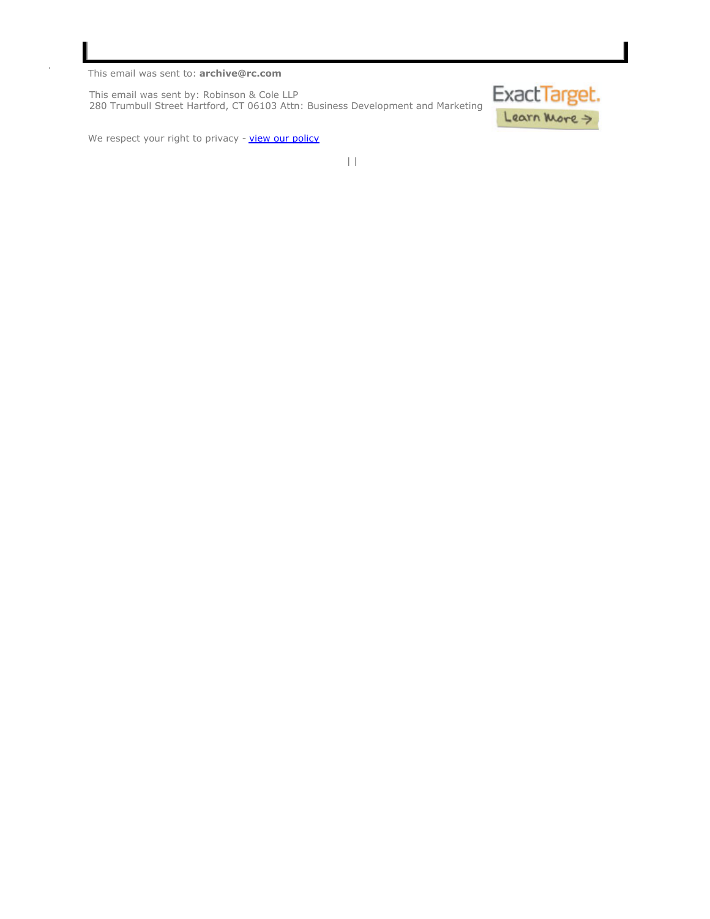This email was sent to: **archive@rc.com**

This email was sent by: Robinson & Cole LLP
280 Trumbull Street Hartford, CT 06103 Attn: Business Development and Marketing

ExactTarget. Learn More →

We respect your right to privacy - [view our policy](view our policy)

| |